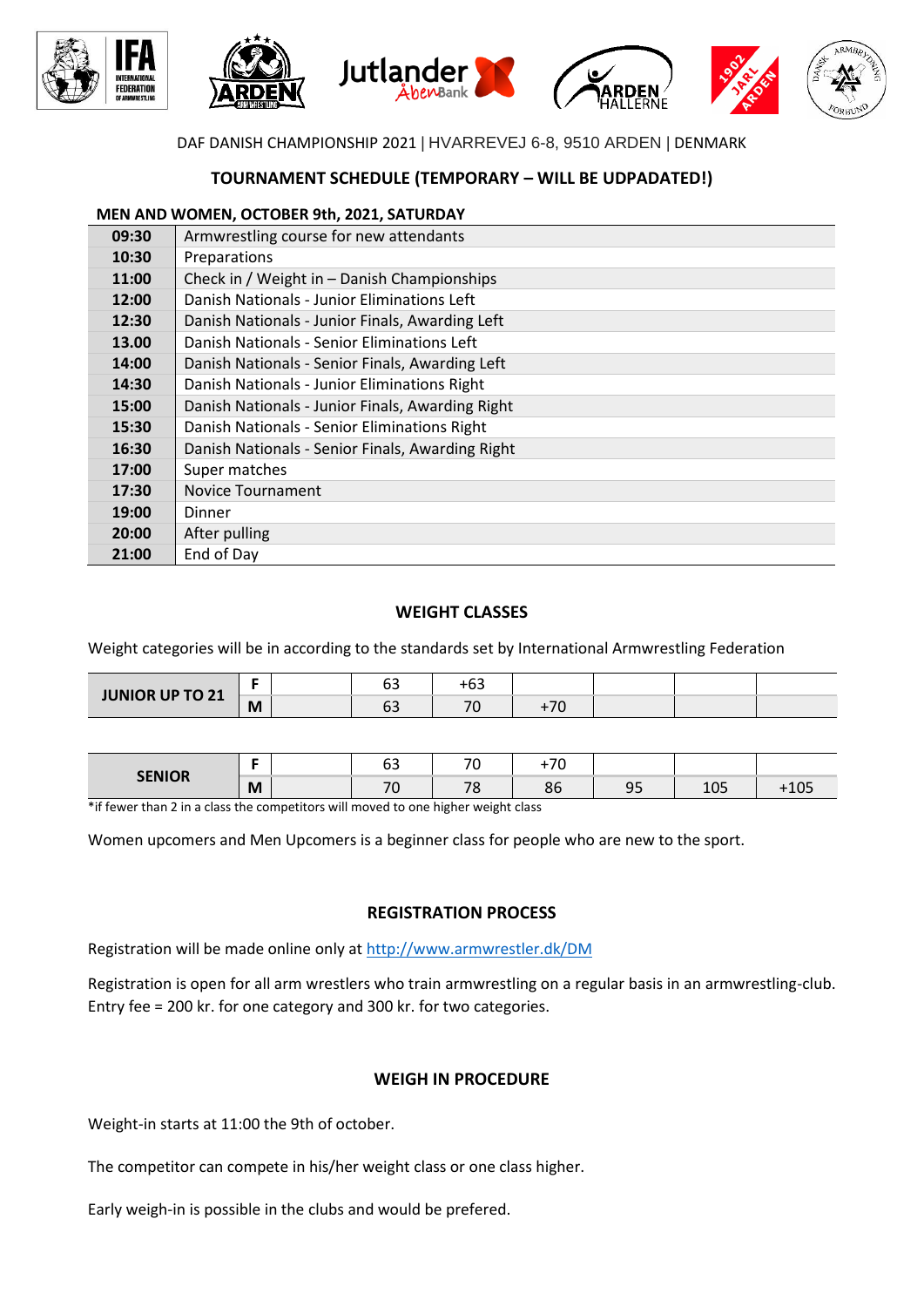DAF DANISH CHAMPIONSHIP 2021 | HVARREVEJ 6-8, 9510 ARDEN | DENMARK

## TOURNAMENT SCHEDULE (TEMPORARY – WILL BE UDPADATED!)

**MEN AND WOMEN, OCTOBER 9th, 2021, SATURDAY**

| | |
|---|---|
| **09:30** | Armwrestling course for new attendants |
| **10:30** | Preparations |
| **11:00** | Check in / Weight in – Danish Championships |
| **12:00** | Danish Nationals - Junior Eliminations Left |
| **12:30** | Danish Nationals - Junior Finals, Awarding Left |
| **13.00** | Danish Nationals - Senior Eliminations Left |
| **14:00** | Danish Nationals - Senior Finals, Awarding Left |
| **14:30** | Danish Nationals - Junior Eliminations Right |
| **15:00** | Danish Nationals - Junior Finals, Awarding Right |
| **15:30** | Danish Nationals - Senior Eliminations Right |
| **16:30** | Danish Nationals - Senior Finals, Awarding Right |
| **17:00** | Super matches |
| **17:30** | Novice Tournament |
| **19:00** | Dinner |
| **20:00** | After pulling |
| **21:00** | End of Day |

## WEIGHT CLASSES

Weight categories will be in according to the standards set by International Armwrestling Federation

| | | | | | | | | |
|---|---|---|---|---|---|---|---|---|
| **JUNIOR UP TO 21** | **F** | | 63 | +63 | | | | |
| | **M** | | 63 | 70 | +70 | | | |

| | | | | | | | | |
|---|---|---|---|---|---|---|---|---|
| **SENIOR** | **F** | | 63 | 70 | +70 | | | |
| | **M** | | 70 | 78 | 86 | 95 | 105 | +105 |

*if fewer than 2 in a class the competitors will moved to one higher weight class

Women upcomers and Men Upcomers is a beginner class for people who are new to the sport.

## REGISTRATION PROCESS

Registration will be made online only at [http://www.armwrestler.dk/DM](http://www.armwrestler.dk/DM)

Registration is open for all arm wrestlers who train armwrestling on a regular basis in an armwrestling-club. Entry fee = 200 kr. for one category and 300 kr. for two categories.

## WEIGH IN PROCEDURE

Weight-in starts at 11:00 the 9th of october.

The competitor can compete in his/her weight class or one class higher.

Early weigh-in is possible in the clubs and would be prefered.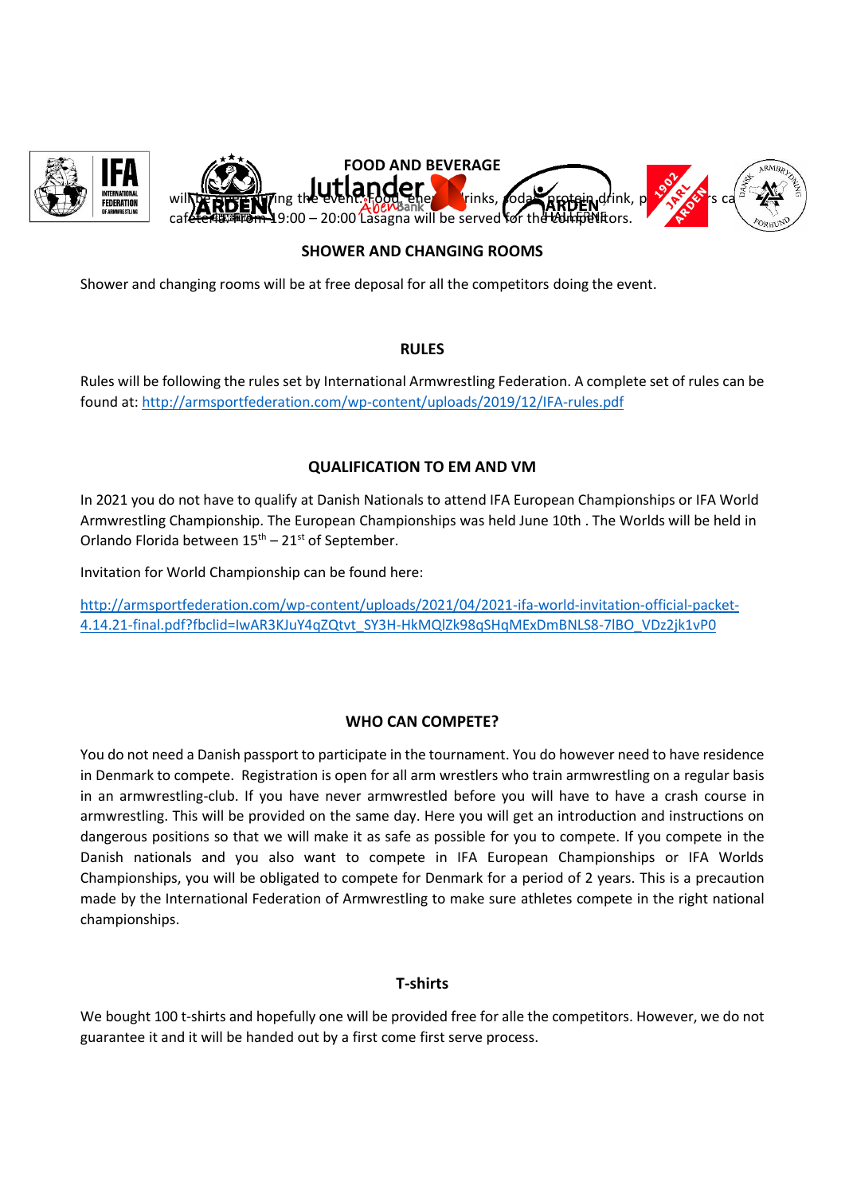## FOOD AND BEVERAGE

will be ... during the event. Food, energy drinks, soda, protein drink, p... cafeteria. From 19:00 – 20:00 Lasagna will be served for the competitors.

## SHOWER AND CHANGING ROOMS

Shower and changing rooms will be at free deposal for all the competitors doing the event.

## RULES

Rules will be following the rules set by International Armwrestling Federation. A complete set of rules can be found at: http://armsportfederation.com/wp-content/uploads/2019/12/IFA-rules.pdf

## QUALIFICATION TO EM AND VM

In 2021 you do not have to qualify at Danish Nationals to attend IFA European Championships or IFA World Armwrestling Championship. The European Championships was held June 10th . The Worlds will be held in Orlando Florida between 15th – 21st of September.

Invitation for World Championship can be found here:

http://armsportfederation.com/wp-content/uploads/2021/04/2021-ifa-world-invitation-official-packet-4.14.21-final.pdf?fbclid=IwAR3KJuY4qZQtvt_SY3H-HkMQlZk98qSHqMExDmBNLS8-7lBO_VDz2jk1vP0

## WHO CAN COMPETE?

You do not need a Danish passport to participate in the tournament. You do however need to have residence in Denmark to compete. Registration is open for all arm wrestlers who train armwrestling on a regular basis in an armwrestling-club. If you have never armwrestled before you will have to have a crash course in armwrestling. This will be provided on the same day. Here you will get an introduction and instructions on dangerous positions so that we will make it as safe as possible for you to compete. If you compete in the Danish nationals and you also want to compete in IFA European Championships or IFA Worlds Championships, you will be obligated to compete for Denmark for a period of 2 years. This is a precaution made by the International Federation of Armwrestling to make sure athletes compete in the right national championships.

## T-shirts

We bought 100 t-shirts and hopefully one will be provided free for alle the competitors. However, we do not guarantee it and it will be handed out by a first come first serve process.